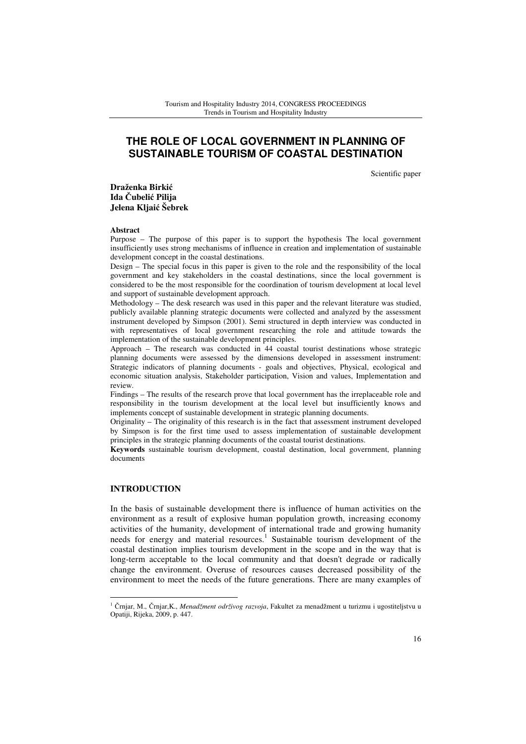# THE ROLE OF LOCAL GOVERNMENT IN PLANNING OF SUSTAINABLE TOURISM OF COASTAL DESTINATION

Scientific paper

**Draženka Birkić**
**Ida Čubelić Pilija**
**Jelena Kljaić Šebrek**

**Abstract**

Purpose – The purpose of this paper is to support the hypothesis The local government insufficiently uses strong mechanisms of influence in creation and implementation of sustainable development concept in the coastal destinations.

Design – The special focus in this paper is given to the role and the responsibility of the local government and key stakeholders in the coastal destinations, since the local government is considered to be the most responsible for the coordination of tourism development at local level and support of sustainable development approach.

Methodology – The desk research was used in this paper and the relevant literature was studied, publicly available planning strategic documents were collected and analyzed by the assessment instrument developed by Simpson (2001). Semi structured in depth interview was conducted in with representatives of local government researching the role and attitude towards the implementation of the sustainable development principles.

Approach – The research was conducted in 44 coastal tourist destinations whose strategic planning documents were assessed by the dimensions developed in assessment instrument: Strategic indicators of planning documents - goals and objectives, Physical, ecological and economic situation analysis, Stakeholder participation, Vision and values, Implementation and review.

Findings – The results of the research prove that local government has the irreplaceable role and responsibility in the tourism development at the local level but insufficiently knows and implements concept of sustainable development in strategic planning documents.

Originality – The originality of this research is in the fact that assessment instrument developed by Simpson is for the first time used to assess implementation of sustainable development principles in the strategic planning documents of the coastal tourist destinations.

**Keywords** sustainable tourism development, coastal destination, local government, planning documents

## INTRODUCTION

In the basis of sustainable development there is influence of human activities on the environment as a result of explosive human population growth, increasing economy activities of the humanity, development of international trade and growing humanity needs for energy and material resources.[1] Sustainable tourism development of the coastal destination implies tourism development in the scope and in the way that is long-term acceptable to the local community and that doesn't degrade or radically change the environment. Overuse of resources causes decreased possibility of the environment to meet the needs of the future generations. There are many examples of

---

[1] Črnjar, M., Črnjar,K., *Menadžment održivog razvoja*, Fakultet za menadžment u turizmu i ugostiteljstvu u Opatiji, Rijeka, 2009, p. 447.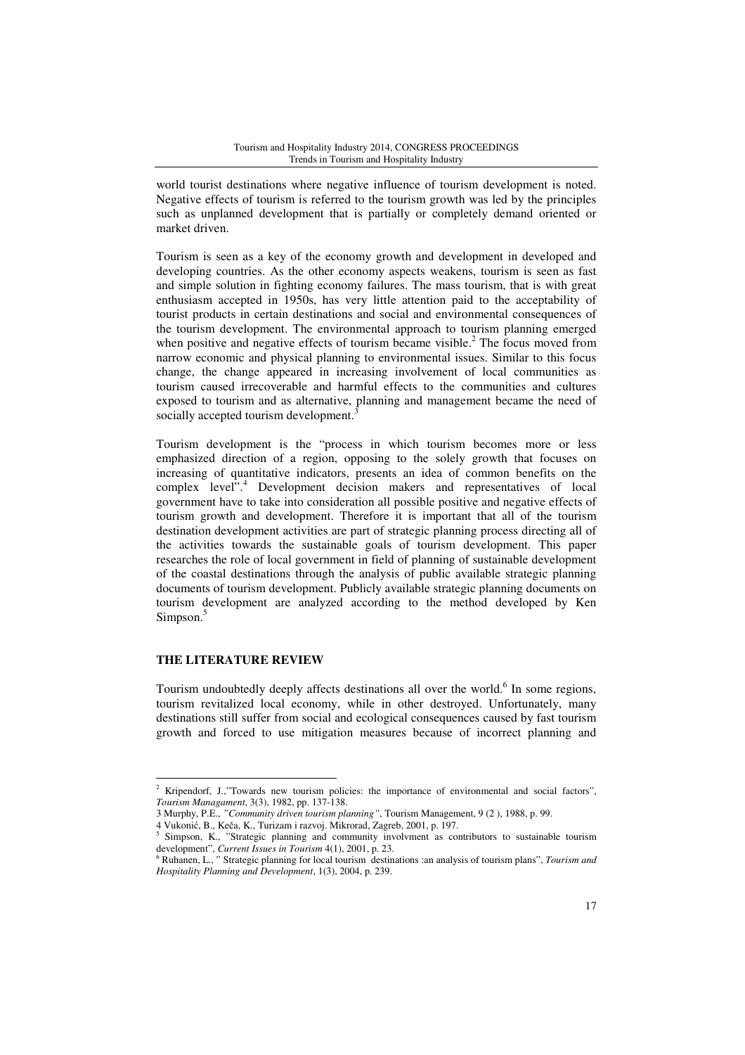world tourist destinations where negative influence of tourism development is noted. Negative effects of tourism is referred to the tourism growth was led by the principles such as unplanned development that is partially or completely demand oriented or market driven.

Tourism is seen as a key of the economy growth and development in developed and developing countries. As the other economy aspects weakens, tourism is seen as fast and simple solution in fighting economy failures. The mass tourism, that is with great enthusiasm accepted in 1950s, has very little attention paid to the acceptability of tourist products in certain destinations and social and environmental consequences of the tourism development. The environmental approach to tourism planning emerged when positive and negative effects of tourism became visible.[2] The focus moved from narrow economic and physical planning to environmental issues. Similar to this focus change, the change appeared in increasing involvement of local communities as tourism caused irrecoverable and harmful effects to the communities and cultures exposed to tourism and as alternative, planning and management became the need of socially accepted tourism development.[3]

Tourism development is the "process in which tourism becomes more or less emphasized direction of a region, opposing to the solely growth that focuses on increasing of quantitative indicators, presents an idea of common benefits on the complex level".[4] Development decision makers and representatives of local government have to take into consideration all possible positive and negative effects of tourism growth and development. Therefore it is important that all of the tourism destination development activities are part of strategic planning process directing all of the activities towards the sustainable goals of tourism development. This paper researches the role of local government in field of planning of sustainable development of the coastal destinations through the analysis of public available strategic planning documents of tourism development. Publicly available strategic planning documents on tourism development are analyzed according to the method developed by Ken Simpson.[5]

## THE LITERATURE REVIEW

Tourism undoubtedly deeply affects destinations all over the world.[6] In some regions, tourism revitalized local economy, while in other destroyed. Unfortunately, many destinations still suffer from social and ecological consequences caused by fast tourism growth and forced to use mitigation measures because of incorrect planning and

---

[2] Kripendorf, J.,"Towards new tourism policies: the importance of environmental and social factors", *Tourism Managament*, 3(3), 1982, pp. 137-138.

3 Murphy, P.E., *"Community driven tourism planning"*, Tourism Management, 9 (2 ), 1988, p. 99.

4 Vukonić, B., Keča, K., Turizam i razvoj. Mikrorad, Zagreb, 2001, p. 197.

[5] Simpson, K., "Strategic planning and community involvment as contributors to sustainable tourism development", *Current Issues in Tourism* 4(1), 2001, p. 23.

[6] Ruhanen, L., " Strategic planning for local tourism destinations :an analysis of tourism plans", *Tourism and Hospitality Planning and Development*, 1(3), 2004, p. 239.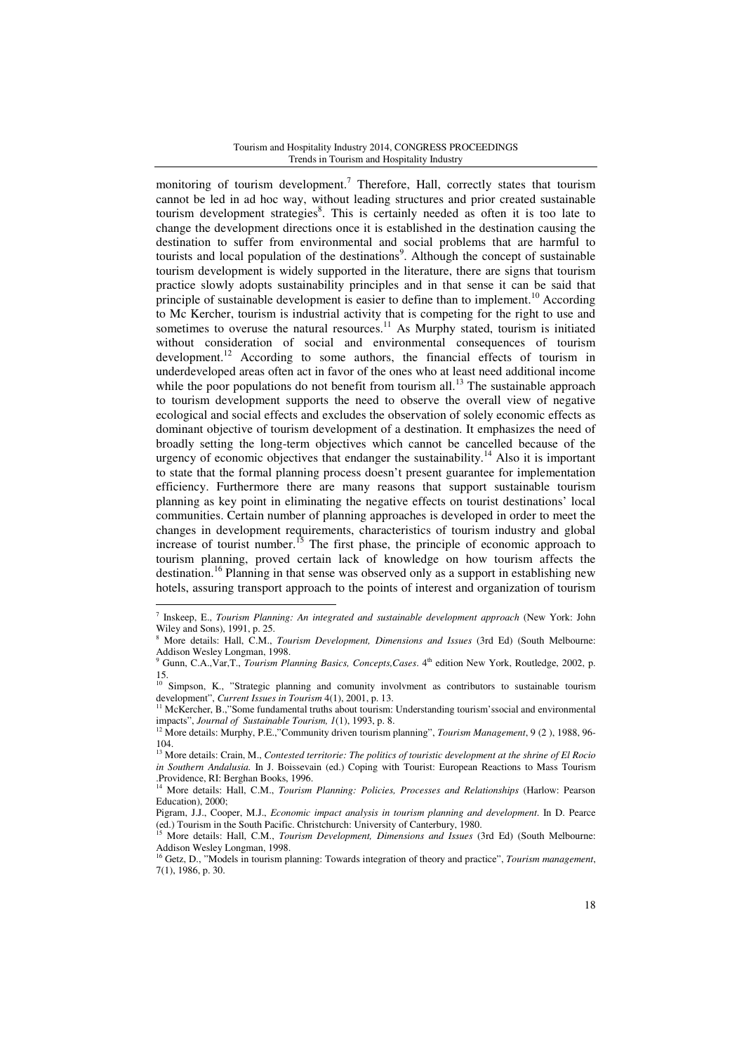monitoring of tourism development.[7] Therefore, Hall, correctly states that tourism cannot be led in ad hoc way, without leading structures and prior created sustainable tourism development strategies[8]. This is certainly needed as often it is too late to change the development directions once it is established in the destination causing the destination to suffer from environmental and social problems that are harmful to tourists and local population of the destinations[9]. Although the concept of sustainable tourism development is widely supported in the literature, there are signs that tourism practice slowly adopts sustainability principles and in that sense it can be said that principle of sustainable development is easier to define than to implement.[10] According to Mc Kercher, tourism is industrial activity that is competing for the right to use and sometimes to overuse the natural resources.[11] As Murphy stated, tourism is initiated without consideration of social and environmental consequences of tourism development.[12] According to some authors, the financial effects of tourism in underdeveloped areas often act in favor of the ones who at least need additional income while the poor populations do not benefit from tourism all.[13] The sustainable approach to tourism development supports the need to observe the overall view of negative ecological and social effects and excludes the observation of solely economic effects as dominant objective of tourism development of a destination. It emphasizes the need of broadly setting the long-term objectives which cannot be cancelled because of the urgency of economic objectives that endanger the sustainability.[14] Also it is important to state that the formal planning process doesn't present guarantee for implementation efficiency. Furthermore there are many reasons that support sustainable tourism planning as key point in eliminating the negative effects on tourist destinations' local communities. Certain number of planning approaches is developed in order to meet the changes in development requirements, characteristics of tourism industry and global increase of tourist number.[15] The first phase, the principle of economic approach to tourism planning, proved certain lack of knowledge on how tourism affects the destination.[16] Planning in that sense was observed only as a support in establishing new hotels, assuring transport approach to the points of interest and organization of tourism

---

[7] Inskeep, E., *Tourism Planning: An integrated and sustainable development approach* (New York: John Wiley and Sons), 1991, p. 25.

[8] More details: Hall, C.M., *Tourism Development, Dimensions and Issues* (3rd Ed) (South Melbourne: Addison Wesley Longman, 1998.

[9] Gunn, C.A.,Var,T., *Tourism Planning Basics, Concepts,Cases*. 4th edition New York, Routledge, 2002, p. 15.

[10] Simpson, K., "Strategic planning and comunity involvment as contributors to sustainable tourism development", *Current Issues in Tourism* 4(1), 2001, p. 13.

[11] McKercher, B.,"Some fundamental truths about tourism: Understanding tourism'ssocial and environmental impacts", *Journal of Sustainable Tourism, 1*(1), 1993, p. 8.

[12] More details: Murphy, P.E.,"Community driven tourism planning", *Tourism Management*, 9 (2 ), 1988, 96-104.

[13] More details: Crain, M., *Contested territorie: The politics of touristic development at the shrine of El Rocio in Southern Andalusia.* In J. Boissevain (ed.) Coping with Tourist: European Reactions to Mass Tourism .Providence, RI: Berghan Books, 1996.

[14] More details: Hall, C.M., *Tourism Planning: Policies, Processes and Relationships* (Harlow: Pearson Education), 2000;

Pigram, J.J., Cooper, M.J., *Economic impact analysis in tourism planning and development*. In D. Pearce (ed.) Tourism in the South Pacific. Christchurch: University of Canterbury, 1980.

[15] More details: Hall, C.M., *Tourism Development, Dimensions and Issues* (3rd Ed) (South Melbourne: Addison Wesley Longman, 1998.

[16] Getz, D., "Models in tourism planning: Towards integration of theory and practice", *Tourism management*, 7(1), 1986, p. 30.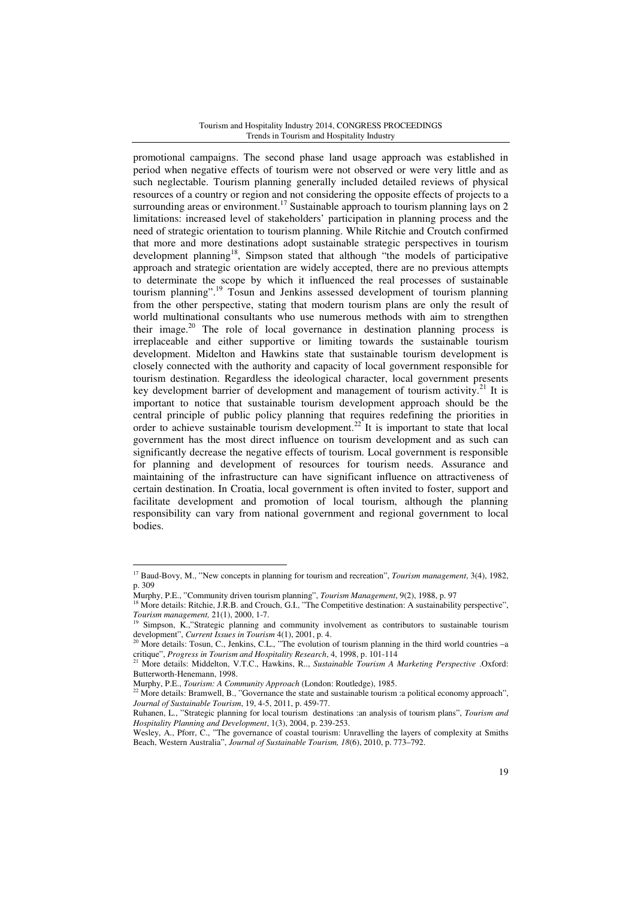promotional campaigns. The second phase land usage approach was established in period when negative effects of tourism were not observed or were very little and as such neglectable. Tourism planning generally included detailed reviews of physical resources of a country or region and not considering the opposite effects of projects to a surrounding areas or environment.[17] Sustainable approach to tourism planning lays on 2 limitations: increased level of stakeholders' participation in planning process and the need of strategic orientation to tourism planning. While Ritchie and Croutch confirmed that more and more destinations adopt sustainable strategic perspectives in tourism development planning[18], Simpson stated that although "the models of participative approach and strategic orientation are widely accepted, there are no previous attempts to determinate the scope by which it influenced the real processes of sustainable tourism planning".[19] Tosun and Jenkins assessed development of tourism planning from the other perspective, stating that modern tourism plans are only the result of world multinational consultants who use numerous methods with aim to strengthen their image.[20] The role of local governance in destination planning process is irreplaceable and either supportive or limiting towards the sustainable tourism development. Midelton and Hawkins state that sustainable tourism development is closely connected with the authority and capacity of local government responsible for tourism destination. Regardless the ideological character, local government presents key development barrier of development and management of tourism activity.[21] It is important to notice that sustainable tourism development approach should be the central principle of public policy planning that requires redefining the priorities in order to achieve sustainable tourism development.[22] It is important to state that local government has the most direct influence on tourism development and as such can significantly decrease the negative effects of tourism. Local government is responsible for planning and development of resources for tourism needs. Assurance and maintaining of the infrastructure can have significant influence on attractiveness of certain destination. In Croatia, local government is often invited to foster, support and facilitate development and promotion of local tourism, although the planning responsibility can vary from national government and regional government to local bodies.

---

[17] Baud-Bovy, M., "New concepts in planning for tourism and recreation", *Tourism management*, 3(4), 1982, p. 309

Murphy, P.E., "Community driven tourism planning", *Tourism Management*, 9(2), 1988, p. 97

[18] More details: Ritchie, J.R.B. and Crouch, G.I., "The Competitive destination: A sustainability perspective", *Tourism management,* 21(1), 2000, 1-7.

[19] Simpson, K.,"Strategic planning and community involvement as contributors to sustainable tourism development", *Current Issues in Tourism* 4(1), 2001, p. 4.

[20] More details: Tosun, C., Jenkins, C.L., "The evolution of tourism planning in the third world countries –a critique", *Progress in Tourism and Hospitality Research*, 4, 1998, p. 101-114

[21] More details: Middelton, V.T.C., Hawkins, R.., *Sustainable Tourism A Marketing Perspective* .Oxford: Butterworth-Henemann, 1998.

Murphy, P.E., *Tourism: A Community Approach* (London: Routledge), 1985.

[22] More details: Bramwell, B., "Governance the state and sustainable tourism :a political economy approach", *Journal of Sustainable Tourism*, 19, 4-5, 2011, p. 459-77.

Ruhanen, L., "Strategic planning for local tourism destinations :an analysis of tourism plans", *Tourism and Hospitality Planning and Development*, 1(3), 2004, p. 239-253.

Wesley, A., Pforr, C., "The governance of coastal tourism: Unravelling the layers of complexity at Smiths Beach, Western Australia", *Journal of Sustainable Tourism, 18*(6), 2010, p. 773–792.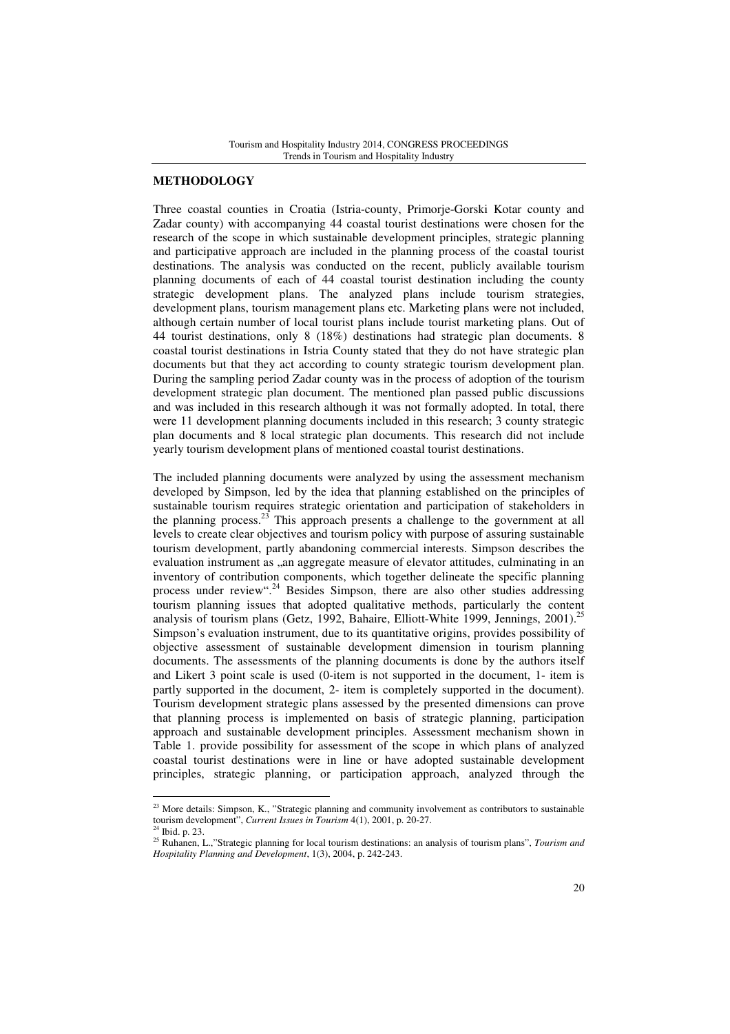## METHODOLOGY

Three coastal counties in Croatia (Istria-county, Primorje-Gorski Kotar county and Zadar county) with accompanying 44 coastal tourist destinations were chosen for the research of the scope in which sustainable development principles, strategic planning and participative approach are included in the planning process of the coastal tourist destinations. The analysis was conducted on the recent, publicly available tourism planning documents of each of 44 coastal tourist destination including the county strategic development plans. The analyzed plans include tourism strategies, development plans, tourism management plans etc. Marketing plans were not included, although certain number of local tourist plans include tourist marketing plans. Out of 44 tourist destinations, only 8 (18%) destinations had strategic plan documents. 8 coastal tourist destinations in Istria County stated that they do not have strategic plan documents but that they act according to county strategic tourism development plan. During the sampling period Zadar county was in the process of adoption of the tourism development strategic plan document. The mentioned plan passed public discussions and was included in this research although it was not formally adopted. In total, there were 11 development planning documents included in this research; 3 county strategic plan documents and 8 local strategic plan documents. This research did not include yearly tourism development plans of mentioned coastal tourist destinations.

The included planning documents were analyzed by using the assessment mechanism developed by Simpson, led by the idea that planning established on the principles of sustainable tourism requires strategic orientation and participation of stakeholders in the planning process.[23] This approach presents a challenge to the government at all levels to create clear objectives and tourism policy with purpose of assuring sustainable tourism development, partly abandoning commercial interests. Simpson describes the evaluation instrument as „an aggregate measure of elevator attitudes, culminating in an inventory of contribution components, which together delineate the specific planning process under review".[24] Besides Simpson, there are also other studies addressing tourism planning issues that adopted qualitative methods, particularly the content analysis of tourism plans (Getz, 1992, Bahaire, Elliott-White 1999, Jennings, 2001).[25] Simpson's evaluation instrument, due to its quantitative origins, provides possibility of objective assessment of sustainable development dimension in tourism planning documents. The assessments of the planning documents is done by the authors itself and Likert 3 point scale is used (0-item is not supported in the document, 1- item is partly supported in the document, 2- item is completely supported in the document). Tourism development strategic plans assessed by the presented dimensions can prove that planning process is implemented on basis of strategic planning, participation approach and sustainable development principles. Assessment mechanism shown in Table 1. provide possibility for assessment of the scope in which plans of analyzed coastal tourist destinations were in line or have adopted sustainable development principles, strategic planning, or participation approach, analyzed through the

---

[23] More details: Simpson, K., "Strategic planning and community involvement as contributors to sustainable tourism development", *Current Issues in Tourism* 4(1), 2001, p. 20-27.

[24] Ibid. p. 23.

[25] Ruhanen, L.,"Strategic planning for local tourism destinations: an analysis of tourism plans", *Tourism and Hospitality Planning and Development*, 1(3), 2004, p. 242-243.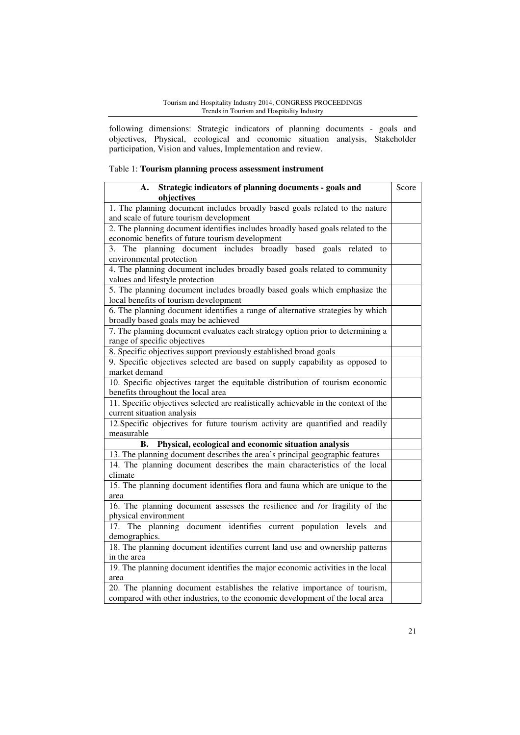following dimensions: Strategic indicators of planning documents - goals and objectives, Physical, ecological and economic situation analysis, Stakeholder participation, Vision and values, Implementation and review.

Table 1: **Tourism planning process assessment instrument**

| **A. Strategic indicators of planning documents - goals and objectives** | Score |
|---|---|
| 1. The planning document includes broadly based goals related to the nature and scale of future tourism development | |
| 2. The planning document identifies includes broadly based goals related to the economic benefits of future tourism development | |
| 3. The planning document includes broadly based goals related to environmental protection | |
| 4. The planning document includes broadly based goals related to community values and lifestyle protection | |
| 5. The planning document includes broadly based goals which emphasize the local benefits of tourism development | |
| 6. The planning document identifies a range of alternative strategies by which broadly based goals may be achieved | |
| 7. The planning document evaluates each strategy option prior to determining a range of specific objectives | |
| 8. Specific objectives support previously established broad goals | |
| 9. Specific objectives selected are based on supply capability as opposed to market demand | |
| 10. Specific objectives target the equitable distribution of tourism economic benefits throughout the local area | |
| 11. Specific objectives selected are realistically achievable in the context of the current situation analysis | |
| 12.Specific objectives for future tourism activity are quantified and readily measurable | |
| **B. Physical, ecological and economic situation analysis** | |
| 13. The planning document describes the area's principal geographic features | |
| 14. The planning document describes the main characteristics of the local climate | |
| 15. The planning document identifies flora and fauna which are unique to the area | |
| 16. The planning document assesses the resilience and /or fragility of the physical environment | |
| 17. The planning document identifies current population levels and demographics. | |
| 18. The planning document identifies current land use and ownership patterns in the area | |
| 19. The planning document identifies the major economic activities in the local area | |
| 20. The planning document establishes the relative importance of tourism, compared with other industries, to the economic development of the local area | |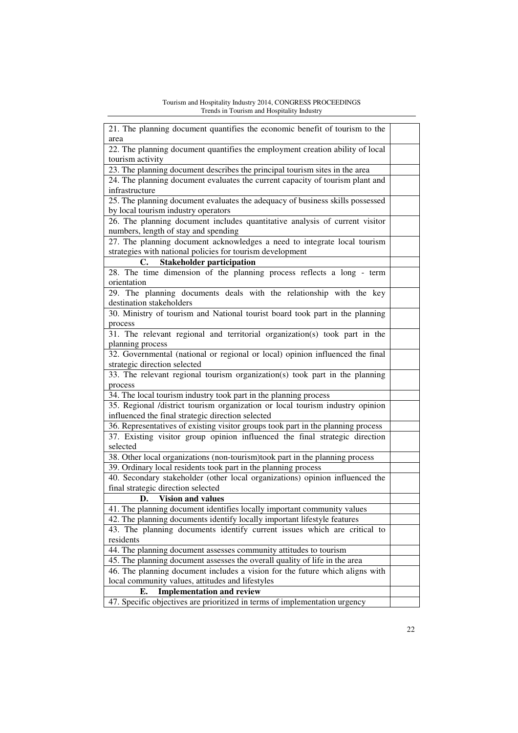| | |
|---|---|
| 21. The planning document quantifies the economic benefit of tourism to the area | |
| 22. The planning document quantifies the employment creation ability of local tourism activity | |
| 23. The planning document describes the principal tourism sites in the area | |
| 24. The planning document evaluates the current capacity of tourism plant and infrastructure | |
| 25. The planning document evaluates the adequacy of business skills possessed by local tourism industry operators | |
| 26. The planning document includes quantitative analysis of current visitor numbers, length of stay and spending | |
| 27. The planning document acknowledges a need to integrate local tourism strategies with national policies for tourism development | |
| **C. Stakeholder participation** | |
| 28. The time dimension of the planning process reflects a long - term orientation | |
| 29. The planning documents deals with the relationship with the key destination stakeholders | |
| 30. Ministry of tourism and National tourist board took part in the planning process | |
| 31. The relevant regional and territorial organization(s) took part in the planning process | |
| 32. Governmental (national or regional or local) opinion influenced the final strategic direction selected | |
| 33. The relevant regional tourism organization(s) took part in the planning process | |
| 34. The local tourism industry took part in the planning process | |
| 35. Regional /district tourism organization or local tourism industry opinion influenced the final strategic direction selected | |
| 36. Representatives of existing visitor groups took part in the planning process | |
| 37. Existing visitor group opinion influenced the final strategic direction selected | |
| 38. Other local organizations (non-tourism)took part in the planning process | |
| 39. Ordinary local residents took part in the planning process | |
| 40. Secondary stakeholder (other local organizations) opinion influenced the final strategic direction selected | |
| **D. Vision and values** | |
| 41. The planning document identifies locally important community values | |
| 42. The planning documents identify locally important lifestyle features | |
| 43. The planning documents identify current issues which are critical to residents | |
| 44. The planning document assesses community attitudes to tourism | |
| 45. The planning document assesses the overall quality of life in the area | |
| 46. The planning document includes a vision for the future which aligns with local community values, attitudes and lifestyles | |
| **E. Implementation and review** | |
| 47. Specific objectives are prioritized in terms of implementation urgency | |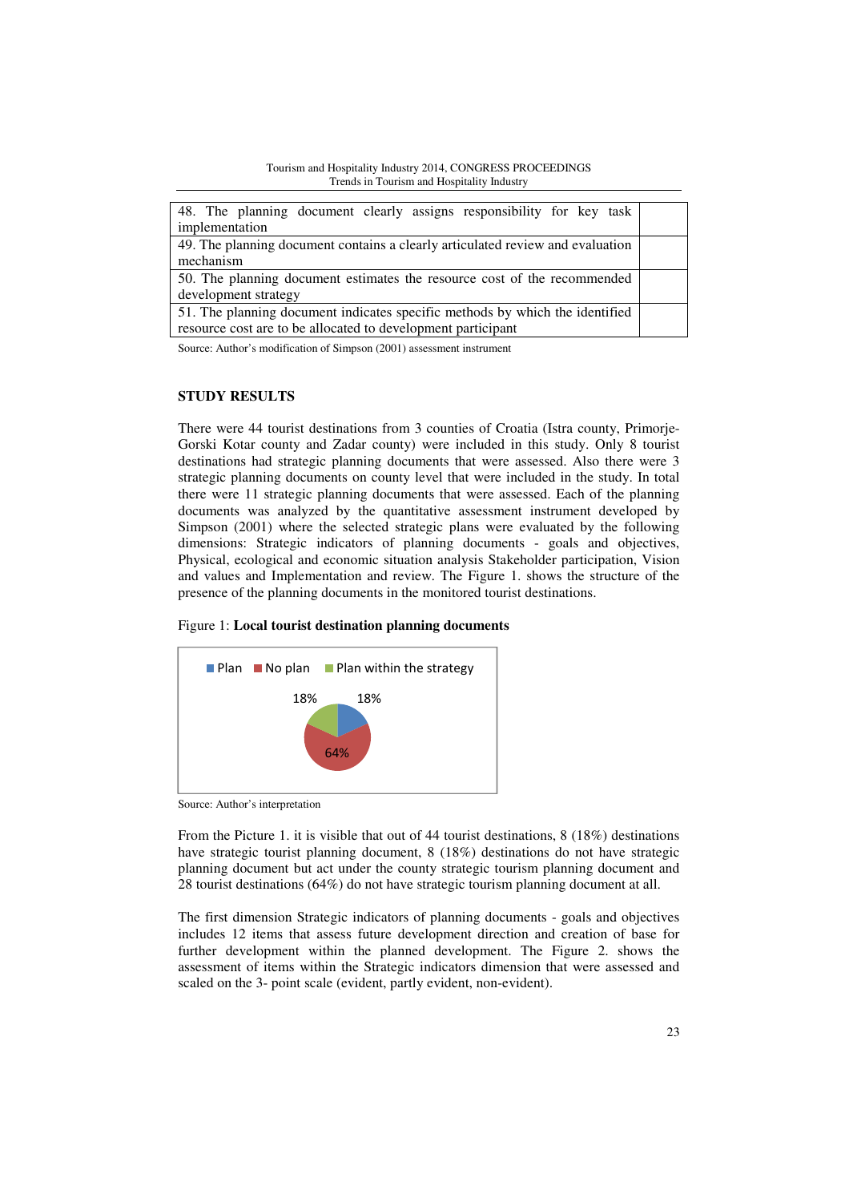| 48. The planning document clearly assigns responsibility for key task implementation | |
|---|---|
| 49. The planning document contains a clearly articulated review and evaluation mechanism | |
| 50. The planning document estimates the resource cost of the recommended development strategy | |
| 51. The planning document indicates specific methods by which the identified resource cost are to be allocated to development participant | |

Source: Author's modification of Simpson (2001) assessment instrument

## STUDY RESULTS

There were 44 tourist destinations from 3 counties of Croatia (Istra county, Primorje-Gorski Kotar county and Zadar county) were included in this study. Only 8 tourist destinations had strategic planning documents that were assessed. Also there were 3 strategic planning documents on county level that were included in the study. In total there were 11 strategic planning documents that were assessed. Each of the planning documents was analyzed by the quantitative assessment instrument developed by Simpson (2001) where the selected strategic plans were evaluated by the following dimensions: Strategic indicators of planning documents - goals and objectives, Physical, ecological and economic situation analysis Stakeholder participation, Vision and values and Implementation and review. The Figure 1. shows the structure of the presence of the planning documents in the monitored tourist destinations.

Figure 1: **Local tourist destination planning documents**

Plan: 18% · No plan: 64% · Plan within the strategy: 18%

Source: Author's interpretation

From the Picture 1. it is visible that out of 44 tourist destinations, 8 (18%) destinations have strategic tourist planning document, 8 (18%) destinations do not have strategic planning document but act under the county strategic tourism planning document and 28 tourist destinations (64%) do not have strategic tourism planning document at all.

The first dimension Strategic indicators of planning documents - goals and objectives includes 12 items that assess future development direction and creation of base for further development within the planned development. The Figure 2. shows the assessment of items within the Strategic indicators dimension that were assessed and scaled on the 3- point scale (evident, partly evident, non-evident).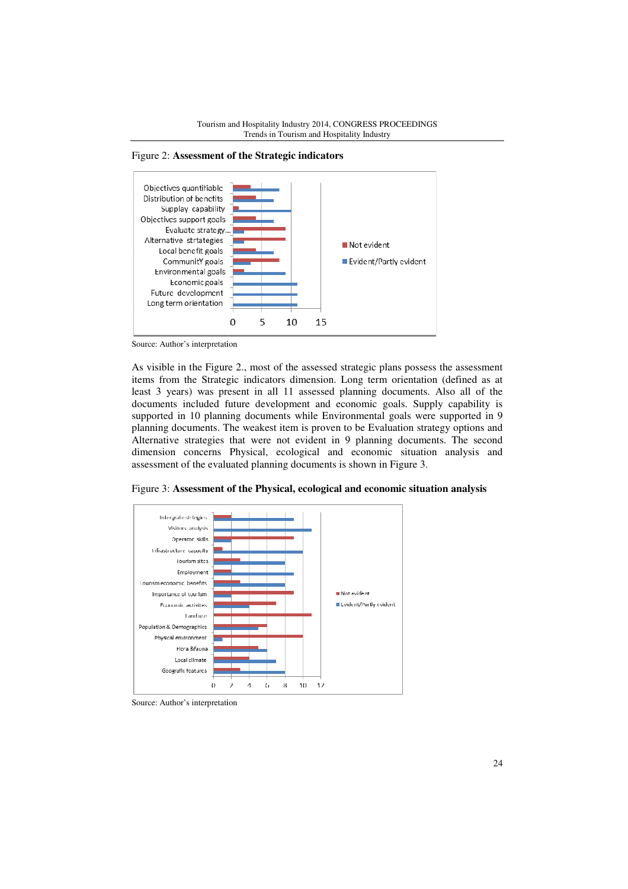Figure 2: **Assessment of the Strategic indicators**

Source: Author's interpretation

As visible in the Figure 2., most of the assessed strategic plans possess the assessment items from the Strategic indicators dimension. Long term orientation (defined as at least 3 years) was present in all 11 assessed planning documents. Also all of the documents included future development and economic goals. Supply capability is supported in 10 planning documents while Environmental goals were supported in 9 planning documents. The weakest item is proven to be Evaluation strategy options and Alternative strategies that were not evident in 9 planning documents. The second dimension concerns Physical, ecological and economic situation analysis and assessment of the evaluated planning documents is shown in Figure 3.

Figure 3: **Assessment of the Physical, ecological and economic situation analysis**

Source: Author's interpretation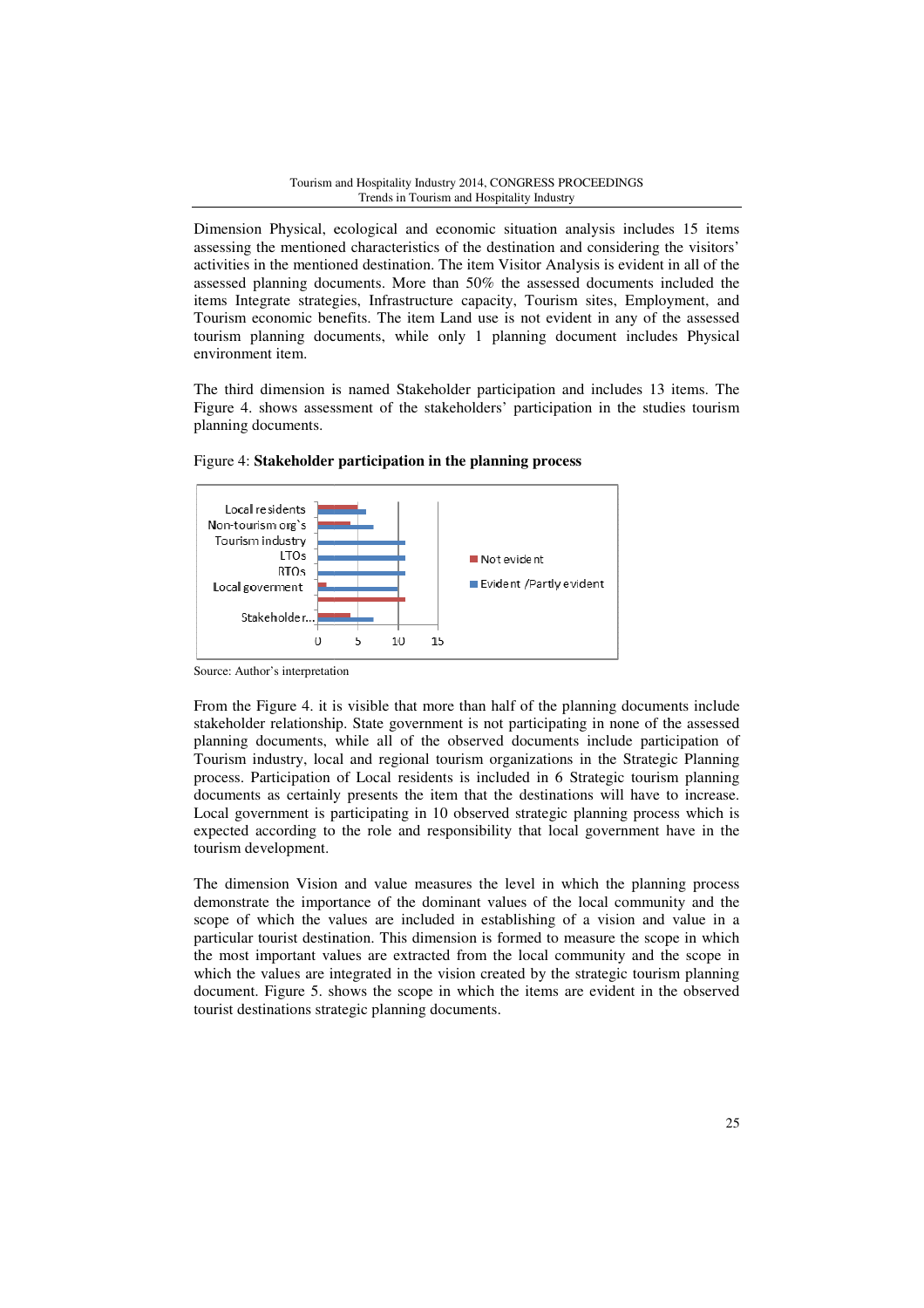Dimension Physical, ecological and economic situation analysis includes 15 items assessing the mentioned characteristics of the destination and considering the visitors' activities in the mentioned destination. The item Visitor Analysis is evident in all of the assessed planning documents. More than 50% the assessed documents included the items Integrate strategies, Infrastructure capacity, Tourism sites, Employment, and Tourism economic benefits. The item Land use is not evident in any of the assessed tourism planning documents, while only 1 planning document includes Physical environment item.

The third dimension is named Stakeholder participation and includes 13 items. The Figure 4. shows assessment of the stakeholders' participation in the studies tourism planning documents.

Figure 4: **Stakeholder participation in the planning process**

Source: Author's interpretation

From the Figure 4. it is visible that more than half of the planning documents include stakeholder relationship. State government is not participating in none of the assessed planning documents, while all of the observed documents include participation of Tourism industry, local and regional tourism organizations in the Strategic Planning process. Participation of Local residents is included in 6 Strategic tourism planning documents as certainly presents the item that the destinations will have to increase. Local government is participating in 10 observed strategic planning process which is expected according to the role and responsibility that local government have in the tourism development.

The dimension Vision and value measures the level in which the planning process demonstrate the importance of the dominant values of the local community and the scope of which the values are included in establishing of a vision and value in a particular tourist destination. This dimension is formed to measure the scope in which the most important values are extracted from the local community and the scope in which the values are integrated in the vision created by the strategic tourism planning document. Figure 5. shows the scope in which the items are evident in the observed tourist destinations strategic planning documents.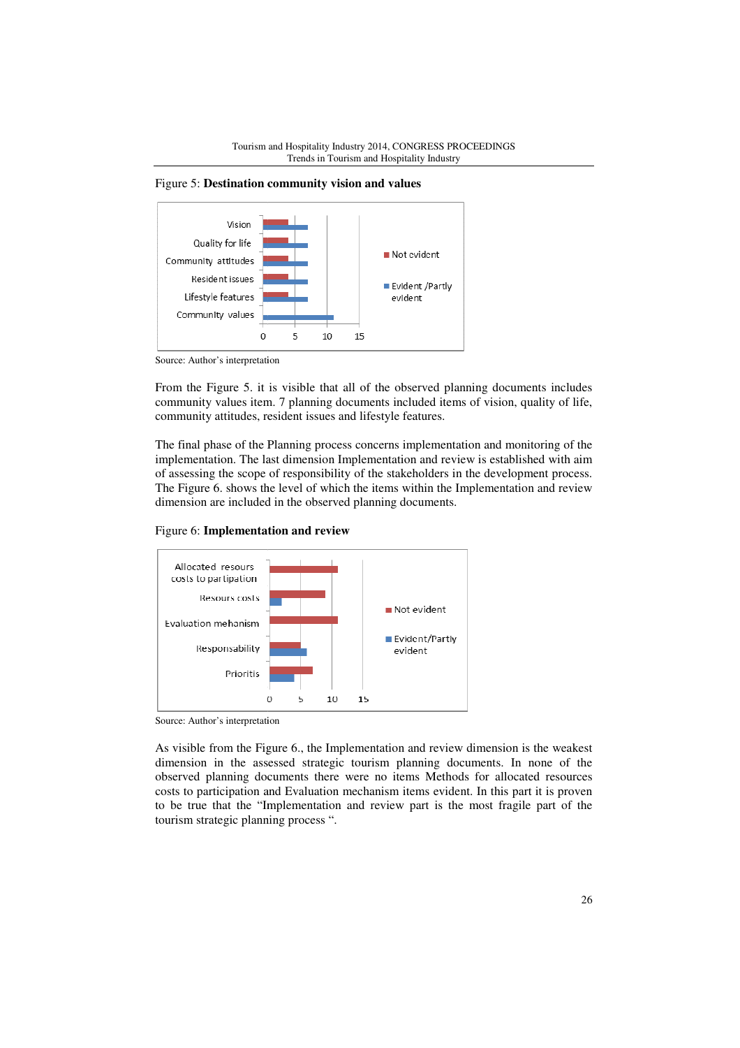Figure 5: **Destination community vision and values**

Source: Author's interpretation

From the Figure 5. it is visible that all of the observed planning documents includes community values item. 7 planning documents included items of vision, quality of life, community attitudes, resident issues and lifestyle features.

The final phase of the Planning process concerns implementation and monitoring of the implementation. The last dimension Implementation and review is established with aim of assessing the scope of responsibility of the stakeholders in the development process. The Figure 6. shows the level of which the items within the Implementation and review dimension are included in the observed planning documents.

Figure 6: **Implementation and review**

Source: Author's interpretation

As visible from the Figure 6., the Implementation and review dimension is the weakest dimension in the assessed strategic tourism planning documents. In none of the observed planning documents there were no items Methods for allocated resources costs to participation and Evaluation mechanism items evident. In this part it is proven to be true that the "Implementation and review part is the most fragile part of the tourism strategic planning process ".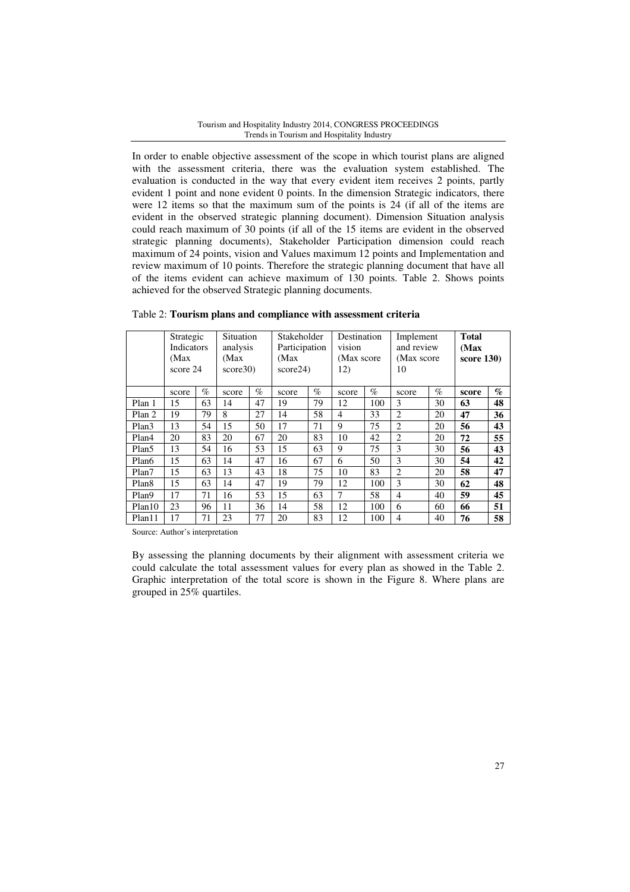In order to enable objective assessment of the scope in which tourist plans are aligned with the assessment criteria, there was the evaluation system established. The evaluation is conducted in the way that every evident item receives 2 points, partly evident 1 point and none evident 0 points. In the dimension Strategic indicators, there were 12 items so that the maximum sum of the points is 24 (if all of the items are evident in the observed strategic planning document). Dimension Situation analysis could reach maximum of 30 points (if all of the 15 items are evident in the observed strategic planning documents), Stakeholder Participation dimension could reach maximum of 24 points, vision and Values maximum 12 points and Implementation and review maximum of 10 points. Therefore the strategic planning document that have all of the items evident can achieve maximum of 130 points. Table 2. Shows points achieved for the observed Strategic planning documents.

Table 2: **Tourism plans and compliance with assessment criteria**

| | Strategic Indicators (Max score 24 | | Situation analysis (Max score30) | | Stakeholder Participation (Max score24) | | Destination vision (Max score 12) | | Implement and review (Max score 10 | | **Total (Max score 130)** | |
|---|---|---|---|---|---|---|---|---|---|---|---|---|
| | score | % | score | % | score | % | score | % | score | % | **score** | **%** |
| Plan 1 | 15 | 63 | 14 | 47 | 19 | 79 | 12 | 100 | 3 | 30 | **63** | **48** |
| Plan 2 | 19 | 79 | 8 | 27 | 14 | 58 | 4 | 33 | 2 | 20 | **47** | **36** |
| Plan3 | 13 | 54 | 15 | 50 | 17 | 71 | 9 | 75 | 2 | 20 | **56** | **43** |
| Plan4 | 20 | 83 | 20 | 67 | 20 | 83 | 10 | 42 | 2 | 20 | **72** | **55** |
| Plan5 | 13 | 54 | 16 | 53 | 15 | 63 | 9 | 75 | 3 | 30 | **56** | **43** |
| Plan6 | 15 | 63 | 14 | 47 | 16 | 67 | 6 | 50 | 3 | 30 | **54** | **42** |
| Plan7 | 15 | 63 | 13 | 43 | 18 | 75 | 10 | 83 | 2 | 20 | **58** | **47** |
| Plan8 | 15 | 63 | 14 | 47 | 19 | 79 | 12 | 100 | 3 | 30 | **62** | **48** |
| Plan9 | 17 | 71 | 16 | 53 | 15 | 63 | 7 | 58 | 4 | 40 | **59** | **45** |
| Plan10 | 23 | 96 | 11 | 36 | 14 | 58 | 12 | 100 | 6 | 60 | **66** | **51** |
| Plan11 | 17 | 71 | 23 | 77 | 20 | 83 | 12 | 100 | 4 | 40 | **76** | **58** |

Source: Author's interpretation

By assessing the planning documents by their alignment with assessment criteria we could calculate the total assessment values for every plan as showed in the Table 2. Graphic interpretation of the total score is shown in the Figure 8. Where plans are grouped in 25% quartiles.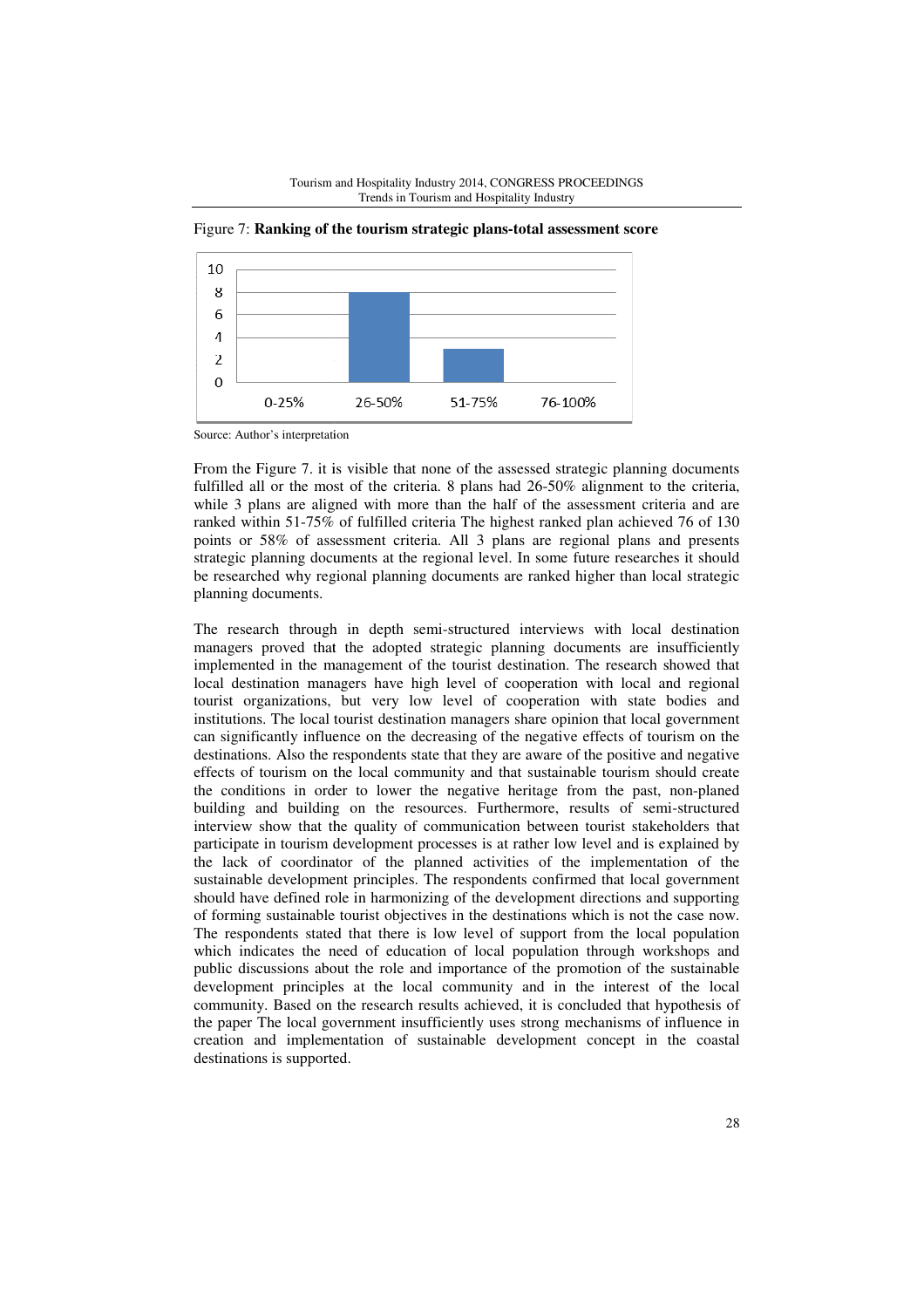Figure 7: **Ranking of the tourism strategic plans-total assessment score**

Source: Author's interpretation

From the Figure 7. it is visible that none of the assessed strategic planning documents fulfilled all or the most of the criteria. 8 plans had 26-50% alignment to the criteria, while 3 plans are aligned with more than the half of the assessment criteria and are ranked within 51-75% of fulfilled criteria The highest ranked plan achieved 76 of 130 points or 58% of assessment criteria. All 3 plans are regional plans and presents strategic planning documents at the regional level. In some future researches it should be researched why regional planning documents are ranked higher than local strategic planning documents.

The research through in depth semi-structured interviews with local destination managers proved that the adopted strategic planning documents are insufficiently implemented in the management of the tourist destination. The research showed that local destination managers have high level of cooperation with local and regional tourist organizations, but very low level of cooperation with state bodies and institutions. The local tourist destination managers share opinion that local government can significantly influence on the decreasing of the negative effects of tourism on the destinations. Also the respondents state that they are aware of the positive and negative effects of tourism on the local community and that sustainable tourism should create the conditions in order to lower the negative heritage from the past, non-planed building and building on the resources. Furthermore, results of semi-structured interview show that the quality of communication between tourist stakeholders that participate in tourism development processes is at rather low level and is explained by the lack of coordinator of the planned activities of the implementation of the sustainable development principles. The respondents confirmed that local government should have defined role in harmonizing of the development directions and supporting of forming sustainable tourist objectives in the destinations which is not the case now. The respondents stated that there is low level of support from the local population which indicates the need of education of local population through workshops and public discussions about the role and importance of the promotion of the sustainable development principles at the local community and in the interest of the local community. Based on the research results achieved, it is concluded that hypothesis of the paper The local government insufficiently uses strong mechanisms of influence in creation and implementation of sustainable development concept in the coastal destinations is supported.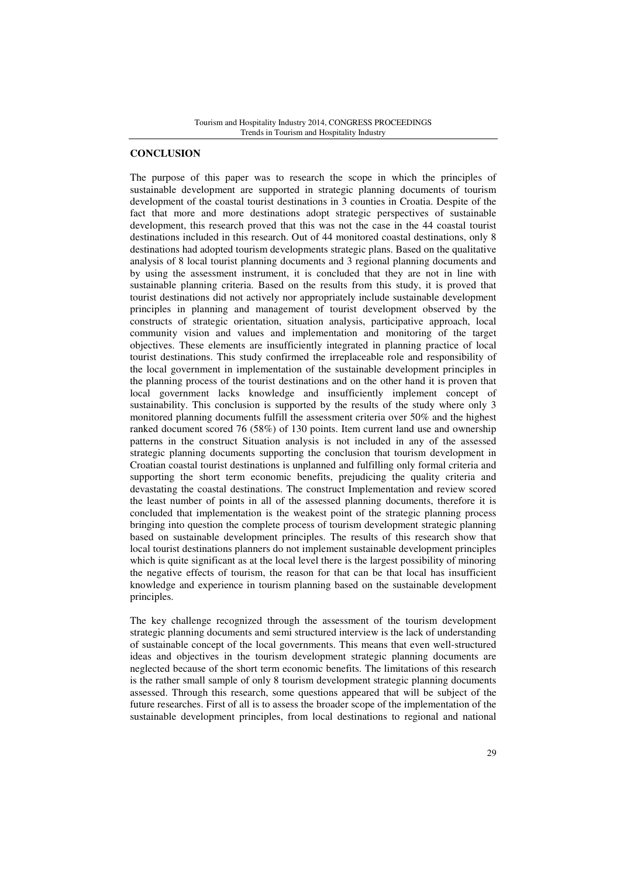## CONCLUSION

The purpose of this paper was to research the scope in which the principles of sustainable development are supported in strategic planning documents of tourism development of the coastal tourist destinations in 3 counties in Croatia. Despite of the fact that more and more destinations adopt strategic perspectives of sustainable development, this research proved that this was not the case in the 44 coastal tourist destinations included in this research. Out of 44 monitored coastal destinations, only 8 destinations had adopted tourism developments strategic plans. Based on the qualitative analysis of 8 local tourist planning documents and 3 regional planning documents and by using the assessment instrument, it is concluded that they are not in line with sustainable planning criteria. Based on the results from this study, it is proved that tourist destinations did not actively nor appropriately include sustainable development principles in planning and management of tourist development observed by the constructs of strategic orientation, situation analysis, participative approach, local community vision and values and implementation and monitoring of the target objectives. These elements are insufficiently integrated in planning practice of local tourist destinations. This study confirmed the irreplaceable role and responsibility of the local government in implementation of the sustainable development principles in the planning process of the tourist destinations and on the other hand it is proven that local government lacks knowledge and insufficiently implement concept of sustainability. This conclusion is supported by the results of the study where only 3 monitored planning documents fulfill the assessment criteria over 50% and the highest ranked document scored 76 (58%) of 130 points. Item current land use and ownership patterns in the construct Situation analysis is not included in any of the assessed strategic planning documents supporting the conclusion that tourism development in Croatian coastal tourist destinations is unplanned and fulfilling only formal criteria and supporting the short term economic benefits, prejudicing the quality criteria and devastating the coastal destinations. The construct Implementation and review scored the least number of points in all of the assessed planning documents, therefore it is concluded that implementation is the weakest point of the strategic planning process bringing into question the complete process of tourism development strategic planning based on sustainable development principles. The results of this research show that local tourist destinations planners do not implement sustainable development principles which is quite significant as at the local level there is the largest possibility of minoring the negative effects of tourism, the reason for that can be that local has insufficient knowledge and experience in tourism planning based on the sustainable development principles.

The key challenge recognized through the assessment of the tourism development strategic planning documents and semi structured interview is the lack of understanding of sustainable concept of the local governments. This means that even well-structured ideas and objectives in the tourism development strategic planning documents are neglected because of the short term economic benefits. The limitations of this research is the rather small sample of only 8 tourism development strategic planning documents assessed. Through this research, some questions appeared that will be subject of the future researches. First of all is to assess the broader scope of the implementation of the sustainable development principles, from local destinations to regional and national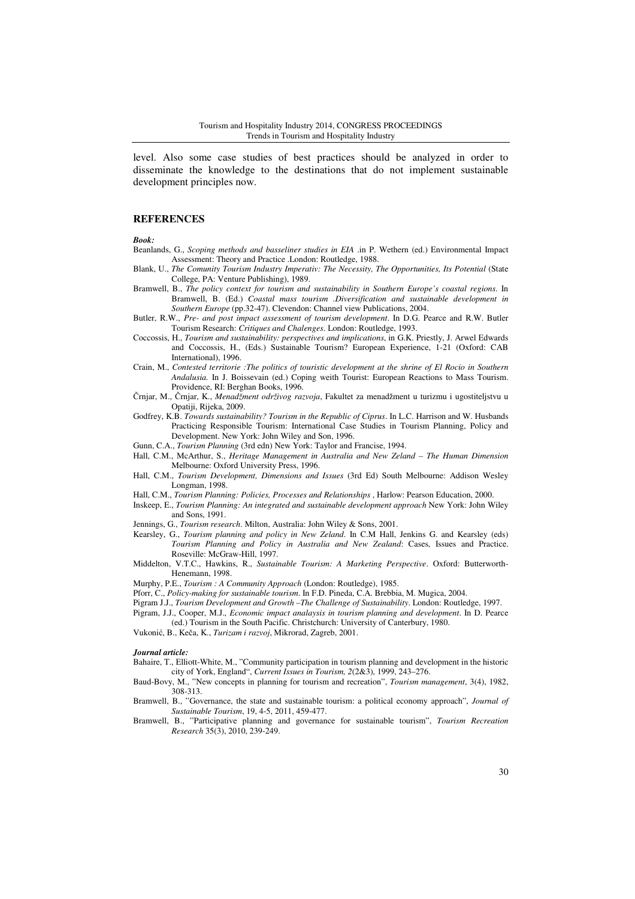level. Also some case studies of best practices should be analyzed in order to disseminate the knowledge to the destinations that do not implement sustainable development principles now.

## REFERENCES

***Book:***

Beanlands, G., *Scoping methods and basseliner studies in EIA* .in P. Wethern (ed.) Environmental Impact Assessment: Theory and Practice .London: Routledge, 1988.

Blank, U., *The Comunity Tourism Industry Imperativ: The Necessity, The Opportunities, Its Potential* (State College, PA: Venture Publishing), 1989.

Bramwell, B., *The policy context for tourism and sustainability in Southern Europe's coastal regions*. In Bramwell, B. (Ed.) *Coastal mass tourism .Diversification and sustainable development in Southern Europe* (pp.32-47). Clevendon: Channel view Publications, 2004.

Butler, R.W., *Pre- and post impact assessment of tourism development*. In D.G. Pearce and R.W. Butler Tourism Research: *Critiques and Chalenges*. London: Routledge, 1993.

Coccossis, H., *Tourism and sustainability: perspectives and implications*, in G.K. Priestly, J. Arwel Edwards and Coccossis, H., (Eds.) Sustainable Tourism? European Experience, 1-21 (Oxford: CAB International), 1996.

Crain, M., *Contested territorie :The politics of touristic development at the shrine of El Rocio in Southern Andalusia.* In J. Boissevain (ed.) Coping weith Tourist: European Reactions to Mass Tourism. Providence, RI: Berghan Books, 1996.

Črnjar, M., Črnjar, K., *Menadžment održivog razvoja*, Fakultet za menadžment u turizmu i ugostiteljstvu u Opatiji, Rijeka, 2009.

Godfrey, K.B. *Towards sustainability? Tourism in the Republic of Ciprus*. In L.C. Harrison and W. Husbands Practicing Responsible Tourism: International Case Studies in Tourism Planning, Policy and Development. New York: John Wiley and Son, 1996.

Gunn, C.A., *Tourism Planning* (3rd edn) New York: Taylor and Francise, 1994.

Hall, C.M., McArthur, S., *Heritage Management in Australia and New Zeland – The Human Dimension* Melbourne: Oxford University Press, 1996.

Hall, C.M., *Tourism Development, Dimensions and Issues* (3rd Ed) South Melbourne: Addison Wesley Longman, 1998.

Hall, C.M., *Tourism Planning: Policies, Processes and Relationships* , Harlow: Pearson Education, 2000.

Inskeep, E., *Tourism Planning: An integrated and sustainable development approach* New York: John Wiley and Sons, 1991.

Jennings, G., *Tourism research*. Milton, Australia: John Wiley & Sons, 2001.

Kearsley, G., *Tourism planning and policy in New Zeland*. In C.M Hall, Jenkins G. and Kearsley (eds) *Tourism Planning and Policy in Australia and New Zealand*: Cases, Issues and Practice. Roseville: McGraw-Hill, 1997.

Middelton, V.T.C., Hawkins, R., *Sustainable Tourism: A Marketing Perspective*. Oxford: Butterworth-Henemann, 1998.

Murphy, P.E., *Tourism : A Community Approach* (London: Routledge), 1985.

Pforr, C., *Policy-making for sustainable tourism*. In F.D. Pineda, C.A. Brebbia, M. Mugica, 2004.

Pigram J.J., *Tourism Development and Growth –The Challenge of Sustainability*. London: Routledge, 1997.

Pigram, J.J., Cooper, M.J., *Economic impact analaysis in tourism planning and development*. In D. Pearce (ed.) Tourism in the South Pacific. Christchurch: University of Canterbury, 1980.

Vukonić, B., Keča, K., *Turizam i razvoj*, Mikrorad, Zagreb, 2001.

***Journal article:***

Bahaire, T., Elliott-White, M., "Community participation in tourism planning and development in the historic city of York, England", *Current Issues in Tourism, 2*(2&3), 1999, 243–276.

Baud-Bovy, M., "New concepts in planning for tourism and recreation", *Tourism management*, 3(4), 1982, 308-313.

Bramwell, B., "Governance, the state and sustainable tourism: a political economy approach", *Journal of Sustainable Tourism*, 19, 4-5, 2011, 459-477.

Bramwell, B., "Participative planning and governance for sustainable tourism", *Tourism Recreation Research* 35(3), 2010, 239-249.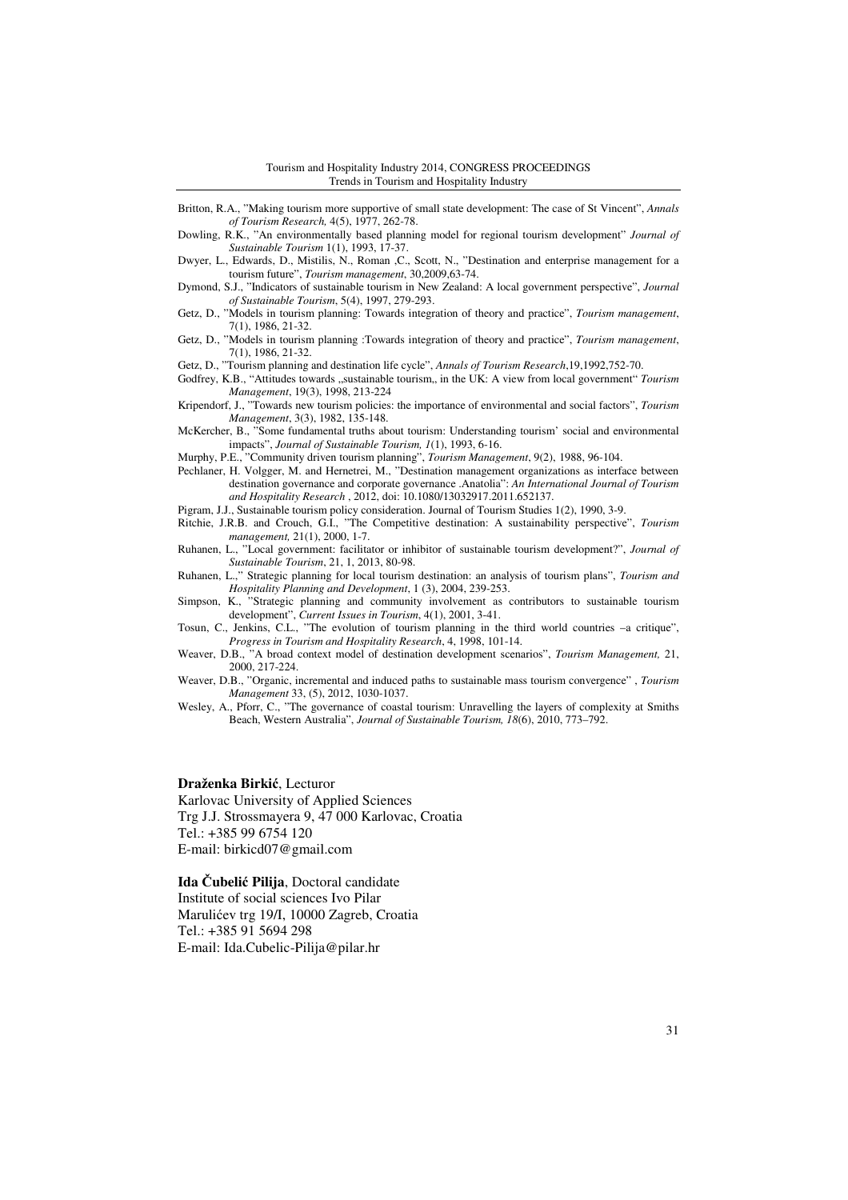Britton, R.A., "Making tourism more supportive of small state development: The case of St Vincent", *Annals of Tourism Research,* 4(5), 1977, 262-78.

Dowling, R.K., "An environmentally based planning model for regional tourism development" *Journal of Sustainable Tourism* 1(1), 1993, 17-37.

Dwyer, L., Edwards, D., Mistilis, N., Roman ,C., Scott, N., "Destination and enterprise management for a tourism future", *Tourism management*, 30,2009,63-74.

Dymond, S.J., "Indicators of sustainable tourism in New Zealand: A local government perspective", *Journal of Sustainable Tourism*, 5(4), 1997, 279-293.

Getz, D., "Models in tourism planning: Towards integration of theory and practice", *Tourism management*, 7(1), 1986, 21-32.

Getz, D., "Models in tourism planning :Towards integration of theory and practice", *Tourism management*, 7(1), 1986, 21-32.

Getz, D., "Tourism planning and destination life cycle", *Annals of Tourism Research*,19,1992,752-70.

Godfrey, K.B., "Attitudes towards „sustainable tourism„ in the UK: A view from local government" *Tourism Management*, 19(3), 1998, 213-224

Kripendorf, J., "Towards new tourism policies: the importance of environmental and social factors", *Tourism Management*, 3(3), 1982, 135-148.

McKercher, B., "Some fundamental truths about tourism: Understanding tourism' social and environmental impacts", *Journal of Sustainable Tourism, 1*(1), 1993, 6-16.

Murphy, P.E., "Community driven tourism planning", *Tourism Management*, 9(2), 1988, 96-104.

Pechlaner, H. Volgger, M. and Hernetrei, M., "Destination management organizations as interface between destination governance and corporate governance .Anatolia": *An International Journal of Tourism and Hospitality Research* , 2012, doi: 10.1080/13032917.2011.652137.

Pigram, J.J., Sustainable tourism policy consideration. Journal of Tourism Studies 1(2), 1990, 3-9.

Ritchie, J.R.B. and Crouch, G.I., "The Competitive destination: A sustainability perspective", *Tourism management,* 21(1), 2000, 1-7.

Ruhanen, L., "Local government: facilitator or inhibitor of sustainable tourism development?", *Journal of Sustainable Tourism*, 21, 1, 2013, 80-98.

Ruhanen, L.," Strategic planning for local tourism destination: an analysis of tourism plans", *Tourism and Hospitality Planning and Development*, 1 (3), 2004, 239-253.

Simpson, K., "Strategic planning and community involvement as contributors to sustainable tourism development", *Current Issues in Tourism*, 4(1), 2001, 3-41.

Tosun, C., Jenkins, C.L., "The evolution of tourism planning in the third world countries –a critique", *Progress in Tourism and Hospitality Research*, 4, 1998, 101-14.

Weaver, D.B., "A broad context model of destination development scenarios", *Tourism Management,* 21, 2000, 217-224.

Weaver, D.B., "Organic, incremental and induced paths to sustainable mass tourism convergence" , *Tourism Management* 33, (5), 2012, 1030-1037.

Wesley, A., Pforr, C., "The governance of coastal tourism: Unravelling the layers of complexity at Smiths Beach, Western Australia", *Journal of Sustainable Tourism, 18*(6), 2010, 773–792.

**Draženka Birkić**, Lecturor
Karlovac University of Applied Sciences
Trg J.J. Strossmayera 9, 47 000 Karlovac, Croatia
Tel.: +385 99 6754 120
E-mail: birkicd07@gmail.com

**Ida Čubelić Pilija**, Doctoral candidate
Institute of social sciences Ivo Pilar
Marulićev trg 19/I, 10000 Zagreb, Croatia
Tel.: +385 91 5694 298
E-mail: Ida.Cubelic-Pilija@pilar.hr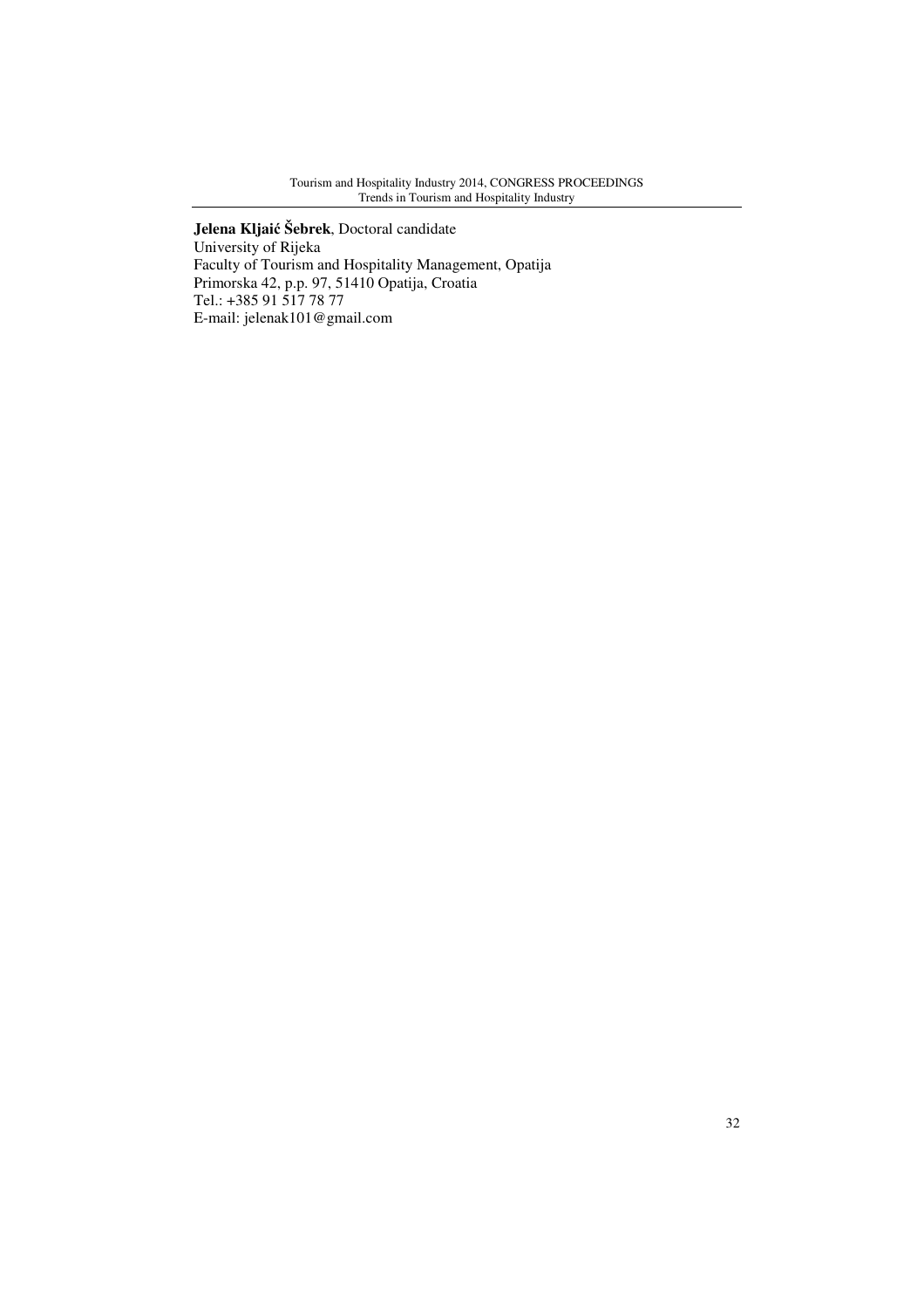**Jelena Kljaić Šebrek**, Doctoral candidate
University of Rijeka
Faculty of Tourism and Hospitality Management, Opatija
Primorska 42, p.p. 97, 51410 Opatija, Croatia
Tel.: +385 91 517 78 77
E-mail: jelenak101@gmail.com